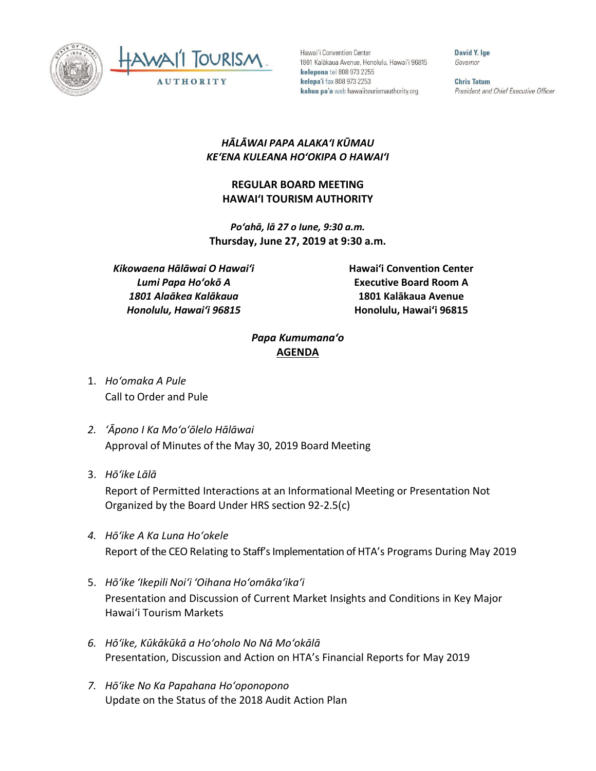Hawaiʻi Convention Center
1801 Kalākaua Avenue, Honolulu, Hawaiʻi 96815
**kelepona** tel 808 973 2255
**kelepaʻi** fax 808 973 2253
**kahua paʻa** web hawaiitourismauthority.org

**David Y. Ige**
*Governor*

**Chris Tatum**
*President and Chief Executive Officer*

***HĀLĀWAI PAPA ALAKAʻI KŪMAU***
***KEʻENA KULEANA HOʻOKIPA O HAWAIʻI***

**REGULAR BOARD MEETING**
**HAWAIʻI TOURISM AUTHORITY**

***Poʻahā, lā 27 o Iune, 9:30 a.m.***
**Thursday, June 27, 2019 at 9:30 a.m.**

***Kikowaena Hālāwai O Hawaiʻi***
***Lumi Papa Hoʻokō A***
***1801 Alaākea Kalākaua***
***Honolulu, Hawaiʻi 96815***

**Hawaiʻi Convention Center**
**Executive Board Room A**
**1801 Kalākaua Avenue**
**Honolulu, Hawaiʻi 96815**

***Papa Kumumanaʻo***
**AGENDA**

1. *Hoʻomaka A Pule*
   Call to Order and Pule

2. *ʻĀpono I Ka Moʻoʻōlelo Hālāwai*
   Approval of Minutes of the May 30, 2019 Board Meeting

3. *Hōʻike Lālā*
   Report of Permitted Interactions at an Informational Meeting or Presentation Not Organized by the Board Under HRS section 92-2.5(c)

4. *Hōʻike A Ka Luna Hoʻokele*
   Report of the CEO Relating to Staff's Implementation of HTA's Programs During May 2019

5. *Hōʻike ʻIkepili Noiʻi ʻOihana Hoʻomākaʻikaʻi*
   Presentation and Discussion of Current Market Insights and Conditions in Key Major Hawaiʻi Tourism Markets

6. *Hōʻike, Kūkākūkā a Hoʻoholo No Nā Moʻokālā*
   Presentation, Discussion and Action on HTA's Financial Reports for May 2019

7. *Hōʻike No Ka Papahana Hoʻoponopono*
   Update on the Status of the 2018 Audit Action Plan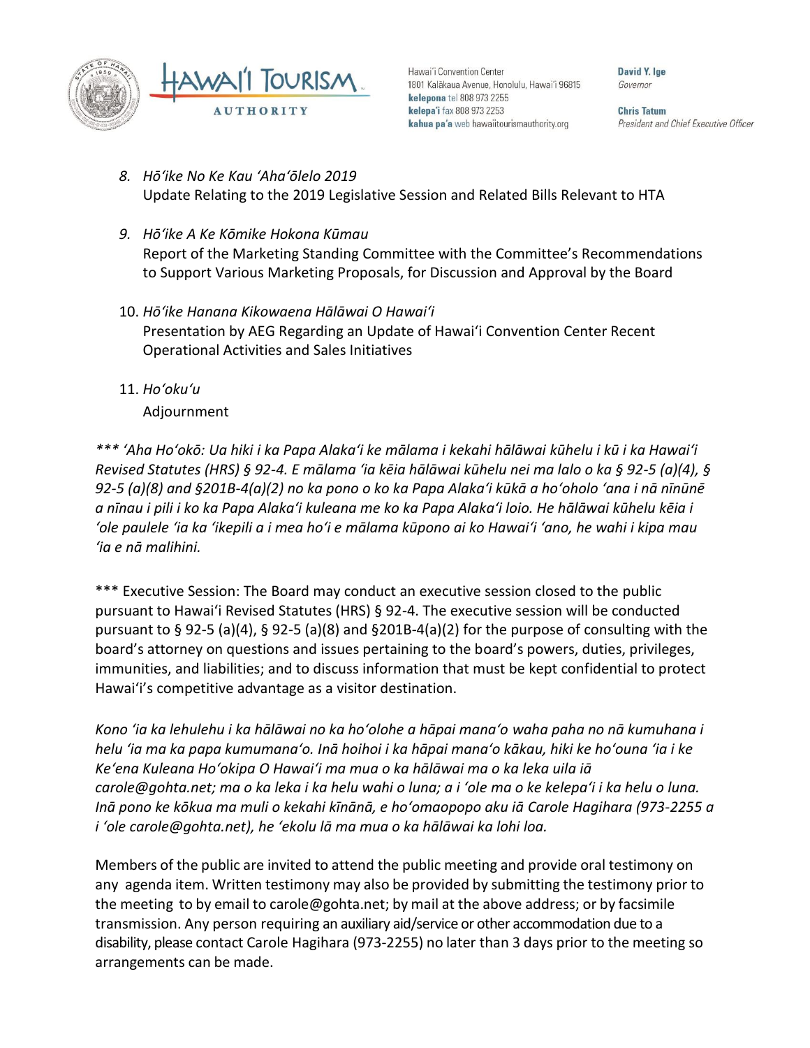8. *Hōʻike No Ke Kau ʻAhaʻōlelo 2019*
   Update Relating to the 2019 Legislative Session and Related Bills Relevant to HTA

9. *Hōʻike A Ke Kōmike Hokona Kūmau*
   Report of the Marketing Standing Committee with the Committee's Recommendations to Support Various Marketing Proposals, for Discussion and Approval by the Board

10. *Hōʻike Hanana Kikowaena Hālāwai O Hawaiʻi*
    Presentation by AEG Regarding an Update of Hawaiʻi Convention Center Recent Operational Activities and Sales Initiatives

11. *Hoʻokuʻu*
    Adjournment

*\*\*\* ʻAha Hoʻokō: Ua hiki i ka Papa Alakaʻi ke mālama i kekahi hālāwai kūhelu i kū i ka Hawaiʻi Revised Statutes (HRS) § 92-4. E mālama ʻia kēia hālāwai kūhelu nei ma lalo o ka § 92-5 (a)(4), § 92-5 (a)(8) and §201B-4(a)(2) no ka pono o ko ka Papa Alakaʻi kūkā a hoʻoholo ʻana i nā nīnūnē a nīnau i pili i ko ka Papa Alakaʻi kuleana me ko ka Papa Alakaʻi loio. He hālāwai kūhelu kēia i ʻole paulele ʻia ka ʻikepili a i mea hoʻi e mālama kūpono ai ko Hawaiʻi ʻano, he wahi i kipa mau ʻia e nā malihini.*

\*\*\* Executive Session: The Board may conduct an executive session closed to the public pursuant to Hawaiʻi Revised Statutes (HRS) § 92-4. The executive session will be conducted pursuant to § 92-5 (a)(4), § 92-5 (a)(8) and §201B-4(a)(2) for the purpose of consulting with the board's attorney on questions and issues pertaining to the board's powers, duties, privileges, immunities, and liabilities; and to discuss information that must be kept confidential to protect Hawaiʻi's competitive advantage as a visitor destination.

*Kono ʻia ka lehulehu i ka hālāwai no ka hoʻolohe a hāpai manaʻo waha paha no nā kumuhana i helu ʻia ma ka papa kumumanaʻo. Inā hoihoi i ka hāpai manaʻo kākau, hiki ke hoʻouna ʻia i ke Keʻena Kuleana Hoʻokipa O Hawaiʻi ma mua o ka hālāwai ma o ka leka uila iā carole@gohta.net; ma o ka leka i ka helu wahi o luna; a i ʻole ma o ke kelepaʻi i ka helu o luna. Inā pono ke kōkua ma muli o kekahi kīnānā, e hoʻomaopopo aku iā Carole Hagihara (973-2255 a i ʻole carole@gohta.net), he ʻekolu lā ma mua o ka hālāwai ka lohi loa.*

Members of the public are invited to attend the public meeting and provide oral testimony on any agenda item. Written testimony may also be provided by submitting the testimony prior to the meeting to by email to carole@gohta.net; by mail at the above address; or by facsimile transmission. Any person requiring an auxiliary aid/service or other accommodation due to a disability, please contact Carole Hagihara (973-2255) no later than 3 days prior to the meeting so arrangements can be made.